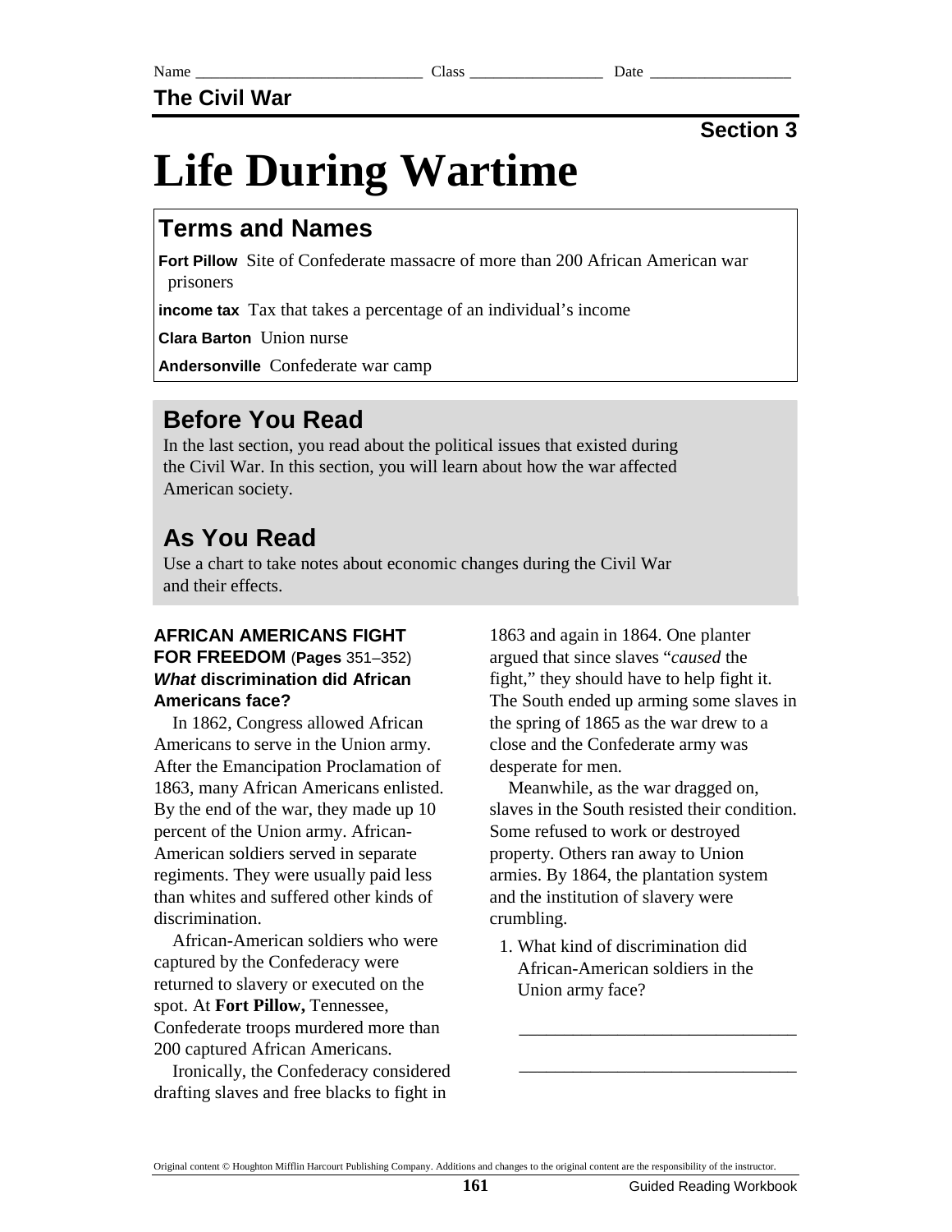Name ____________________________ Class ________________ Date _________________

**The Civil War**

**Section 3**

# Life During Wartime

## Terms and Names

**Fort Pillow** Site of Confederate massacre of more than 200 African American war prisoners

**income tax** Tax that takes a percentage of an individual's income

**Clara Barton** Union nurse

**Andersonville** Confederate war camp

## Before You Read

In the last section, you read about the political issues that existed during the Civil War. In this section, you will learn about how the war affected American society.

## As You Read

Use a chart to take notes about economic changes during the Civil War and their effects.

### AFRICAN AMERICANS FIGHT FOR FREEDOM (Pages 351–352)

***What*** **discrimination did African Americans face?**

In 1862, Congress allowed African Americans to serve in the Union army. After the Emancipation Proclamation of 1863, many African Americans enlisted. By the end of the war, they made up 10 percent of the Union army. African-American soldiers served in separate regiments. They were usually paid less than whites and suffered other kinds of discrimination.

African-American soldiers who were captured by the Confederacy were returned to slavery or executed on the spot. At **Fort Pillow,** Tennessee, Confederate troops murdered more than 200 captured African Americans.

Ironically, the Confederacy considered drafting slaves and free blacks to fight in 1863 and again in 1864. One planter argued that since slaves "*caused* the fight," they should have to help fight it. The South ended up arming some slaves in the spring of 1865 as the war drew to a close and the Confederate army was desperate for men.

Meanwhile, as the war dragged on, slaves in the South resisted their condition. Some refused to work or destroyed property. Others ran away to Union armies. By 1864, the plantation system and the institution of slavery were crumbling.

1. What kind of discrimination did African-American soldiers in the Union army face?

_______________________________

_______________________________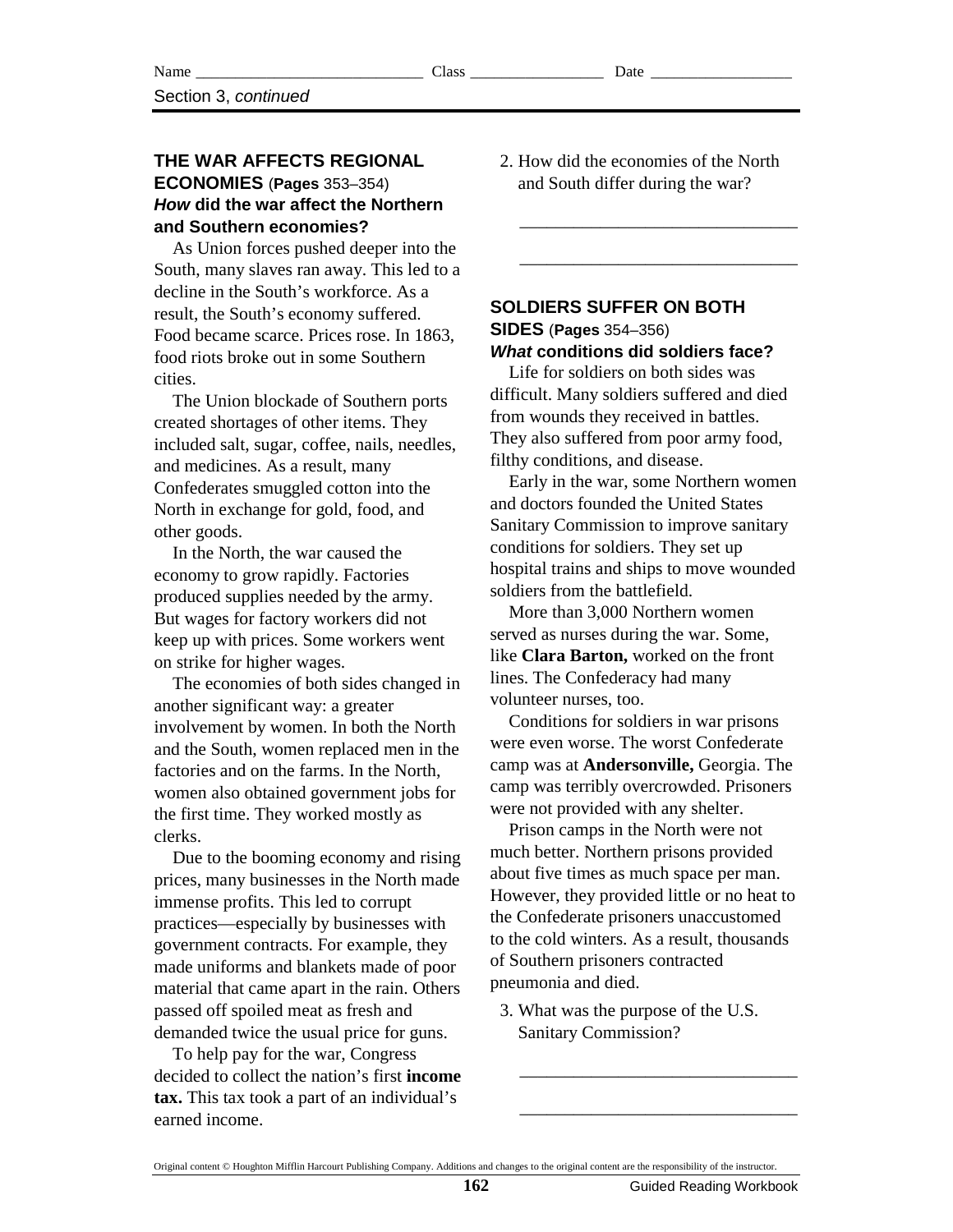Section 3, *continued*

### THE WAR AFFECTS REGIONAL ECONOMIES (Pages 353–354)

***How*** **did the war affect the Northern and Southern economies?**

As Union forces pushed deeper into the South, many slaves ran away. This led to a decline in the South's workforce. As a result, the South's economy suffered. Food became scarce. Prices rose. In 1863, food riots broke out in some Southern cities.

The Union blockade of Southern ports created shortages of other items. They included salt, sugar, coffee, nails, needles, and medicines. As a result, many Confederates smuggled cotton into the North in exchange for gold, food, and other goods.

In the North, the war caused the economy to grow rapidly. Factories produced supplies needed by the army. But wages for factory workers did not keep up with prices. Some workers went on strike for higher wages.

The economies of both sides changed in another significant way: a greater involvement by women. In both the North and the South, women replaced men in the factories and on the farms. In the North, women also obtained government jobs for the first time. They worked mostly as clerks.

Due to the booming economy and rising prices, many businesses in the North made immense profits. This led to corrupt practices—especially by businesses with government contracts. For example, they made uniforms and blankets made of poor material that came apart in the rain. Others passed off spoiled meat as fresh and demanded twice the usual price for guns.

To help pay for the war, Congress decided to collect the nation's first **income tax.** This tax took a part of an individual's earned income.

2. How did the economies of the North and South differ during the war?

_______________________________

_______________________________

### SOLDIERS SUFFER ON BOTH SIDES (Pages 354–356)

***What*** **conditions did soldiers face?**

Life for soldiers on both sides was difficult. Many soldiers suffered and died from wounds they received in battles. They also suffered from poor army food, filthy conditions, and disease.

Early in the war, some Northern women and doctors founded the United States Sanitary Commission to improve sanitary conditions for soldiers. They set up hospital trains and ships to move wounded soldiers from the battlefield.

More than 3,000 Northern women served as nurses during the war. Some, like **Clara Barton,** worked on the front lines. The Confederacy had many volunteer nurses, too.

Conditions for soldiers in war prisons were even worse. The worst Confederate camp was at **Andersonville,** Georgia. The camp was terribly overcrowded. Prisoners were not provided with any shelter.

Prison camps in the North were not much better. Northern prisons provided about five times as much space per man. However, they provided little or no heat to the Confederate prisoners unaccustomed to the cold winters. As a result, thousands of Southern prisoners contracted pneumonia and died.

3. What was the purpose of the U.S. Sanitary Commission?

_______________________________

_______________________________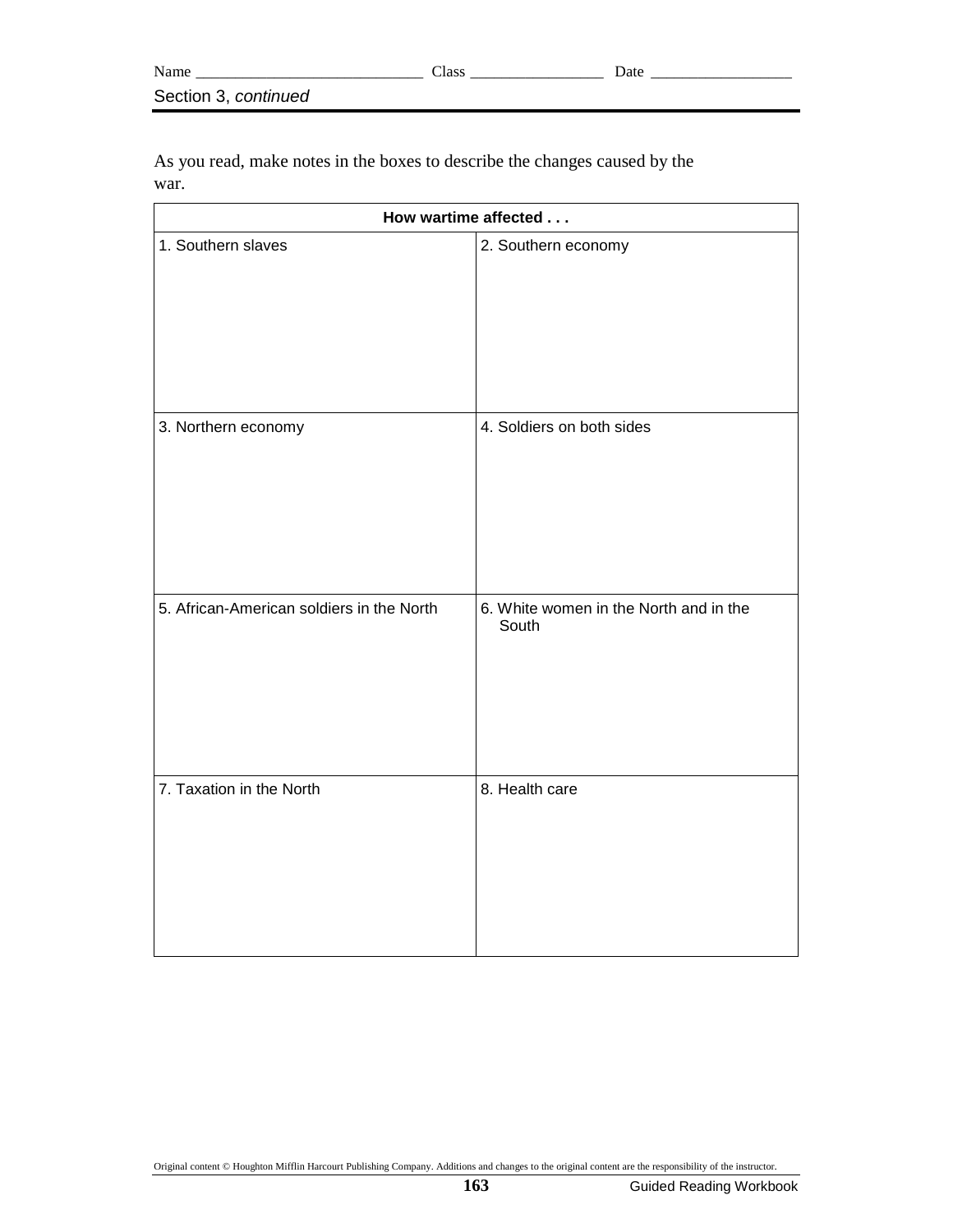Name ____________________________ Class _________________ Date __________________

Section 3, *continued*

As you read, make notes in the boxes to describe the changes caused by the war.

| **How wartime affected . . .** | |
|---|---|
| 1. Southern slaves | 2. Southern economy |
| 3. Northern economy | 4. Soldiers on both sides |
| 5. African-American soldiers in the North | 6. White women in the North and in the South |
| 7. Taxation in the North | 8. Health care |

Original content © Houghton Mifflin Harcourt Publishing Company. Additions and changes to the original content are the responsibility of the instructor.

Guided Reading Workbook